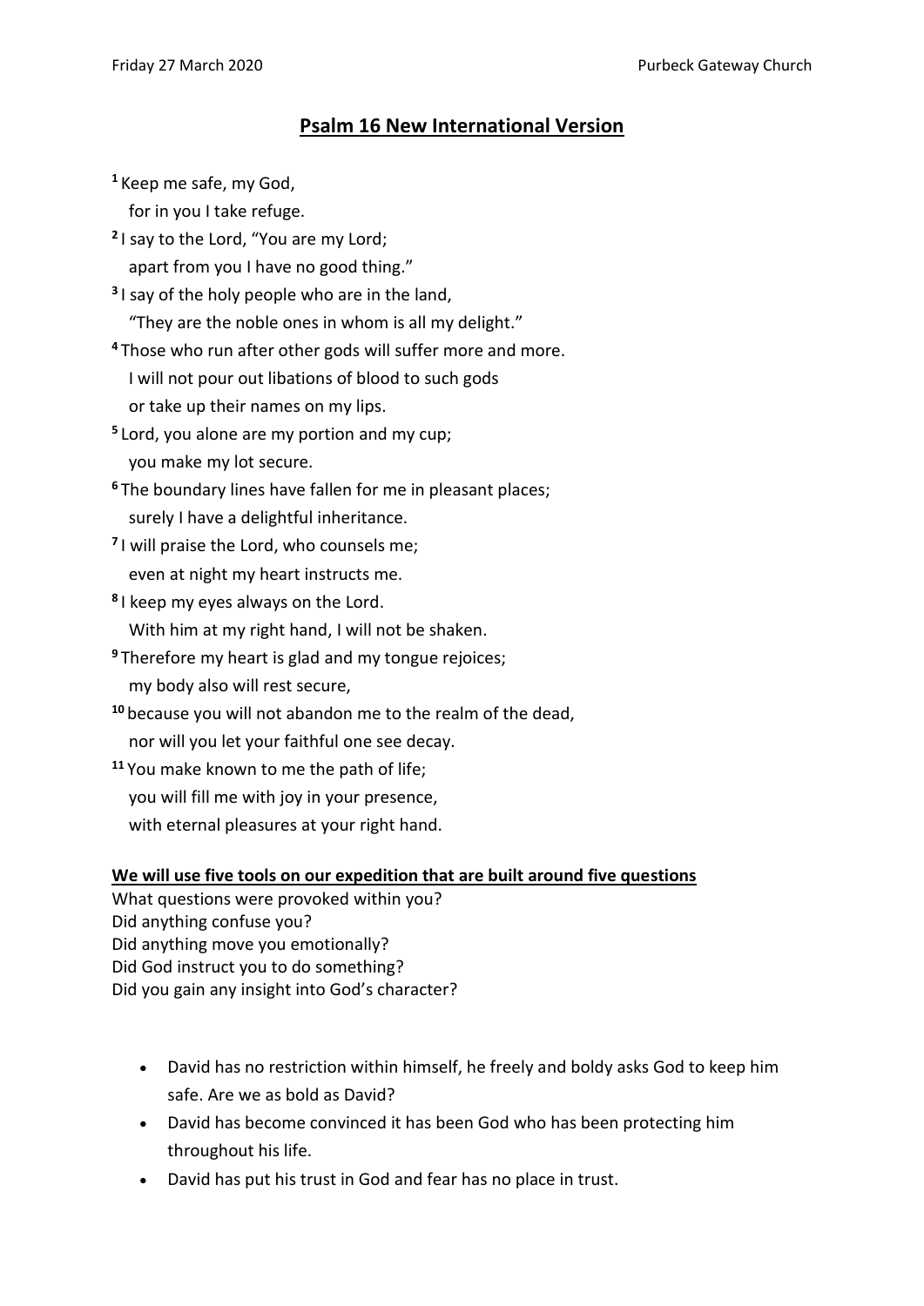# Psalm 16 New International Version

[1] Keep me safe, my God,
for in you I take refuge.

[2] I say to the Lord, "You are my Lord;
apart from you I have no good thing."

[3] I say of the holy people who are in the land,
"They are the noble ones in whom is all my delight."

[4] Those who run after other gods will suffer more and more.
I will not pour out libations of blood to such gods
or take up their names on my lips.

[5] Lord, you alone are my portion and my cup;
you make my lot secure.

[6] The boundary lines have fallen for me in pleasant places;
surely I have a delightful inheritance.

[7] I will praise the Lord, who counsels me;
even at night my heart instructs me.

[8] I keep my eyes always on the Lord.
With him at my right hand, I will not be shaken.

[9] Therefore my heart is glad and my tongue rejoices;
my body also will rest secure,

[10] because you will not abandon me to the realm of the dead,
nor will you let your faithful one see decay.

[11] You make known to me the path of life;
you will fill me with joy in your presence,
with eternal pleasures at your right hand.

**We will use five tools on our expedition that are built around five questions**

What questions were provoked within you?
Did anything confuse you?
Did anything move you emotionally?
Did God instruct you to do something?
Did you gain any insight into God's character?

- David has no restriction within himself, he freely and boldy asks God to keep him safe. Are we as bold as David?
- David has become convinced it has been God who has been protecting him throughout his life.
- David has put his trust in God and fear has no place in trust.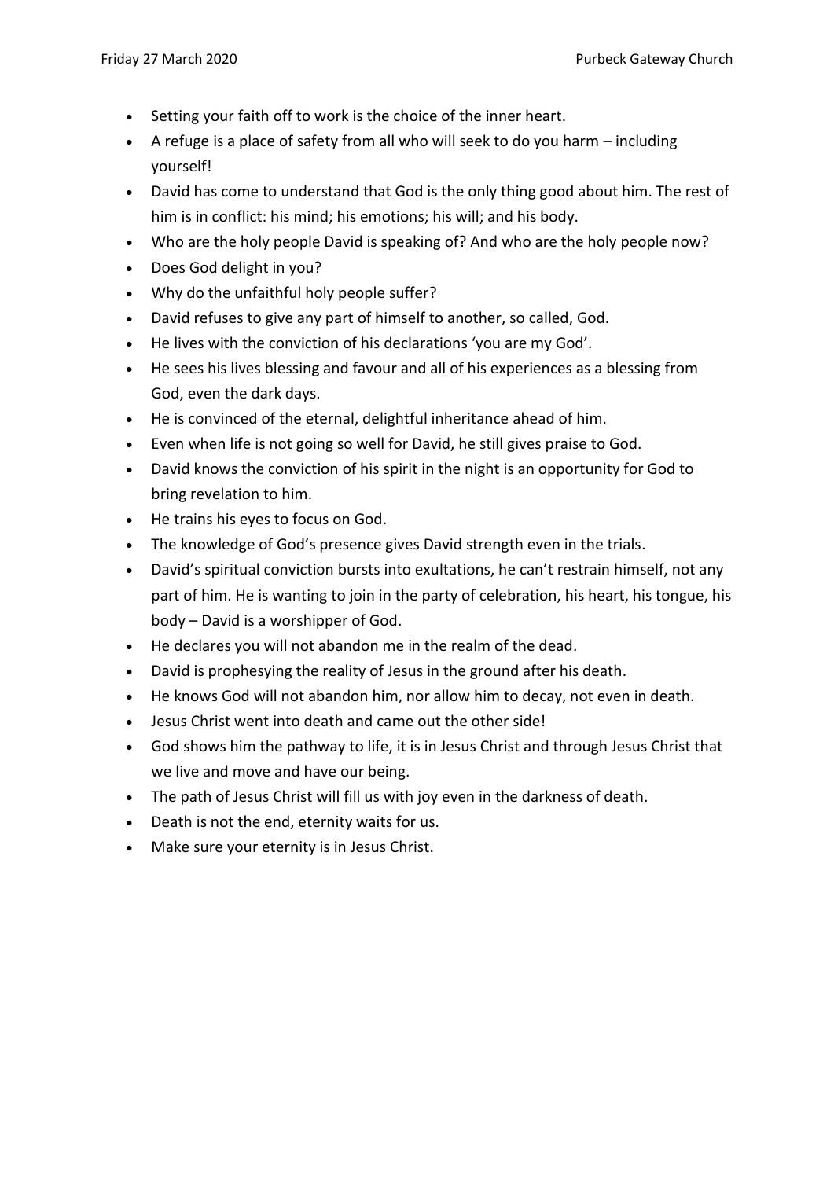- Setting your faith off to work is the choice of the inner heart.
- A refuge is a place of safety from all who will seek to do you harm – including yourself!
- David has come to understand that God is the only thing good about him. The rest of him is in conflict: his mind; his emotions; his will; and his body.
- Who are the holy people David is speaking of? And who are the holy people now?
- Does God delight in you?
- Why do the unfaithful holy people suffer?
- David refuses to give any part of himself to another, so called, God.
- He lives with the conviction of his declarations 'you are my God'.
- He sees his lives blessing and favour and all of his experiences as a blessing from God, even the dark days.
- He is convinced of the eternal, delightful inheritance ahead of him.
- Even when life is not going so well for David, he still gives praise to God.
- David knows the conviction of his spirit in the night is an opportunity for God to bring revelation to him.
- He trains his eyes to focus on God.
- The knowledge of God's presence gives David strength even in the trials.
- David's spiritual conviction bursts into exultations, he can't restrain himself, not any part of him. He is wanting to join in the party of celebration, his heart, his tongue, his body – David is a worshipper of God.
- He declares you will not abandon me in the realm of the dead.
- David is prophesying the reality of Jesus in the ground after his death.
- He knows God will not abandon him, nor allow him to decay, not even in death.
- Jesus Christ went into death and came out the other side!
- God shows him the pathway to life, it is in Jesus Christ and through Jesus Christ that we live and move and have our being.
- The path of Jesus Christ will fill us with joy even in the darkness of death.
- Death is not the end, eternity waits for us.
- Make sure your eternity is in Jesus Christ.